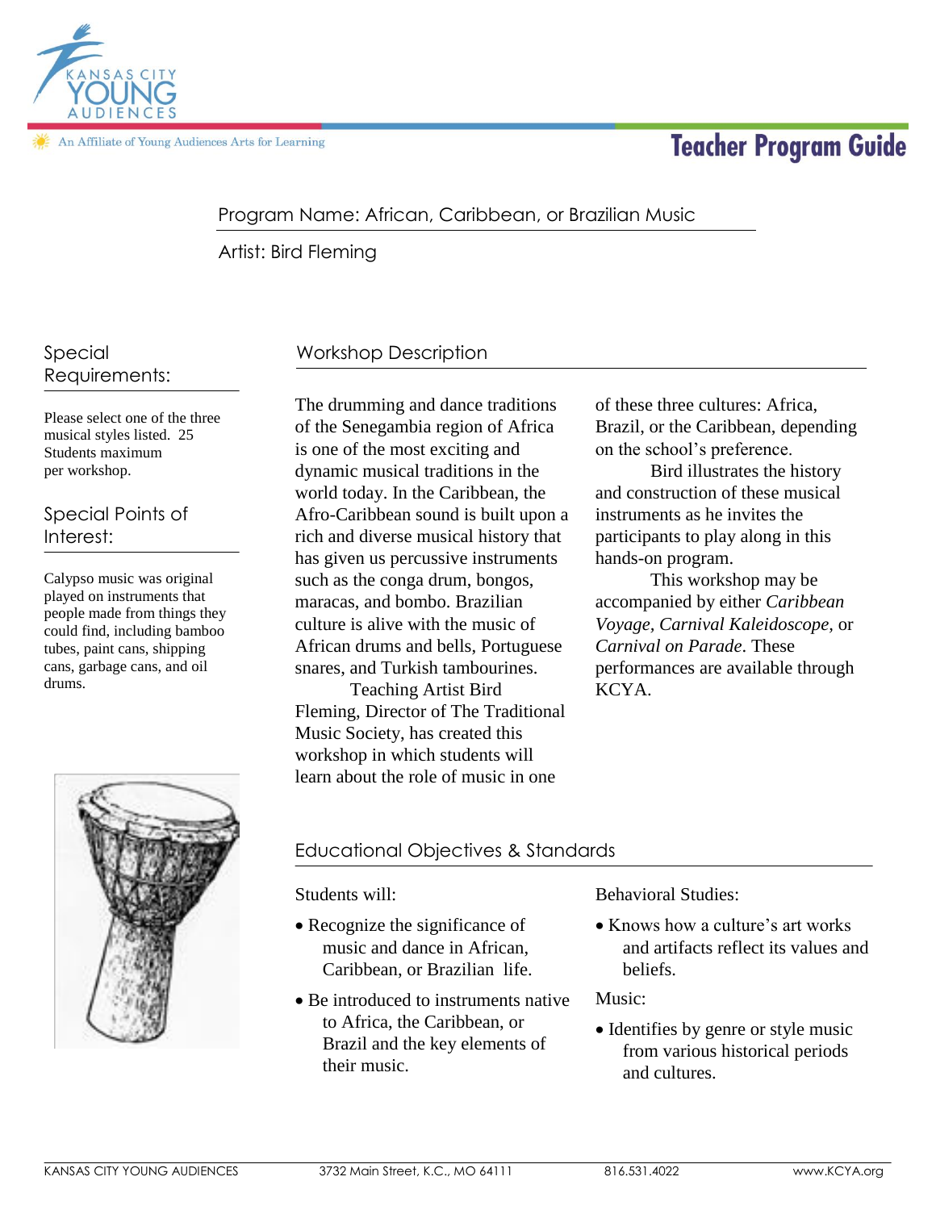Kansas City Young Audiences

An Affiliate of Young Audiences Arts for Learning

# Teacher Program Guide

Program Name: African, Caribbean, or Brazilian Music

Artist: Bird Fleming

## Special Requirements:

Please select one of the three musical styles listed. 25 Students maximum per workshop.

## Special Points of Interest:

Calypso music was original played on instruments that people made from things they could find, including bamboo tubes, paint cans, shipping cans, garbage cans, and oil drums.

## Workshop Description

The drumming and dance traditions of the Senegambia region of Africa is one of the most exciting and dynamic musical traditions in the world today. In the Caribbean, the Afro-Caribbean sound is built upon a rich and diverse musical history that has given us percussive instruments such as the conga drum, bongos, maracas, and bombo. Brazilian culture is alive with the music of African drums and bells, Portuguese snares, and Turkish tambourines.

Teaching Artist Bird Fleming, Director of The Traditional Music Society, has created this workshop in which students will learn about the role of music in one of these three cultures: Africa, Brazil, or the Caribbean, depending on the school's preference.

Bird illustrates the history and construction of these musical instruments as he invites the participants to play along in this hands-on program.

This workshop may be accompanied by either *Caribbean Voyage, Carnival Kaleidoscope*, or *Carnival on Parade*. These performances are available through KCYA.

## Educational Objectives & Standards

Students will:

- Recognize the significance of music and dance in African, Caribbean, or Brazilian life.
- Be introduced to instruments native to Africa, the Caribbean, or Brazil and the key elements of their music.

Behavioral Studies:

- Knows how a culture's art works and artifacts reflect its values and beliefs.

Music:

- Identifies by genre or style music from various historical periods and cultures.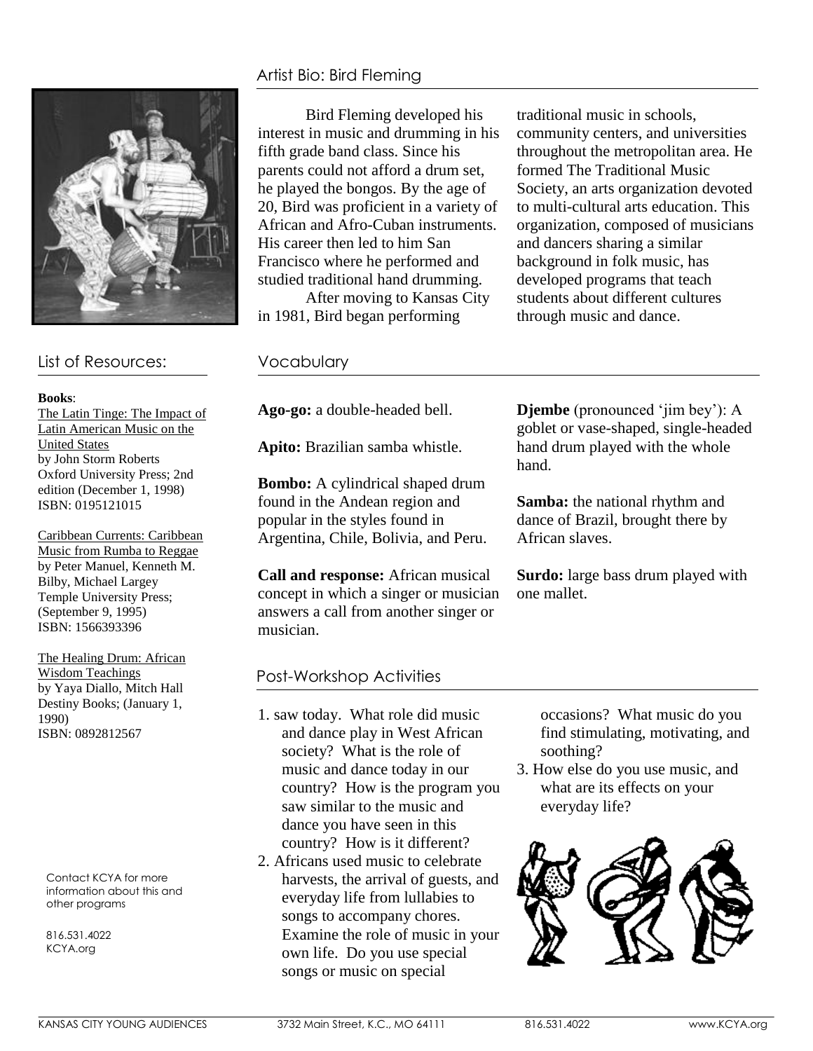## Artist Bio: Bird Fleming

Bird Fleming developed his interest in music and drumming in his fifth grade band class. Since his parents could not afford a drum set, he played the bongos. By the age of 20, Bird was proficient in a variety of African and Afro-Cuban instruments. His career then led to him San Francisco where he performed and studied traditional hand drumming.

After moving to Kansas City in 1981, Bird began performing traditional music in schools, community centers, and universities throughout the metropolitan area. He formed The Traditional Music Society, an arts organization devoted to multi-cultural arts education. This organization, composed of musicians and dancers sharing a similar background in folk music, has developed programs that teach students about different cultures through music and dance.

## List of Resources:

**Books**:

The Latin Tinge: The Impact of Latin American Music on the United States
by John Storm Roberts
Oxford University Press; 2nd edition (December 1, 1998)
ISBN: 0195121015

Caribbean Currents: Caribbean Music from Rumba to Reggae
by Peter Manuel, Kenneth M. Bilby, Michael Largey
Temple University Press; (September 9, 1995)
ISBN: 1566393396

The Healing Drum: African Wisdom Teachings
by Yaya Diallo, Mitch Hall
Destiny Books; (January 1, 1990)
ISBN: 0892812567

Contact KCYA for more information about this and other programs

816.531.4022
KCYA.org

## Vocabulary

**Ago-go:** a double-headed bell.

**Apito:** Brazilian samba whistle.

**Bombo:** A cylindrical shaped drum found in the Andean region and popular in the styles found in Argentina, Chile, Bolivia, and Peru.

**Call and response:** African musical concept in which a singer or musician answers a call from another singer or musician.

**Djembe** (pronounced 'jim bey'): A goblet or vase-shaped, single-headed hand drum played with the whole hand.

**Samba:** the national rhythm and dance of Brazil, brought there by African slaves.

**Surdo:** large bass drum played with one mallet.

## Post-Workshop Activities

1. saw today. What role did music and dance play in West African society? What is the role of music and dance today in our country? How is the program you saw similar to the music and dance you have seen in this country? How is it different?
2. Africans used music to celebrate harvests, the arrival of guests, and everyday life from lullabies to songs to accompany chores. Examine the role of music in your own life. Do you use special songs or music on special occasions? What music do you find stimulating, motivating, and soothing?
3. How else do you use music, and what are its effects on your everyday life?